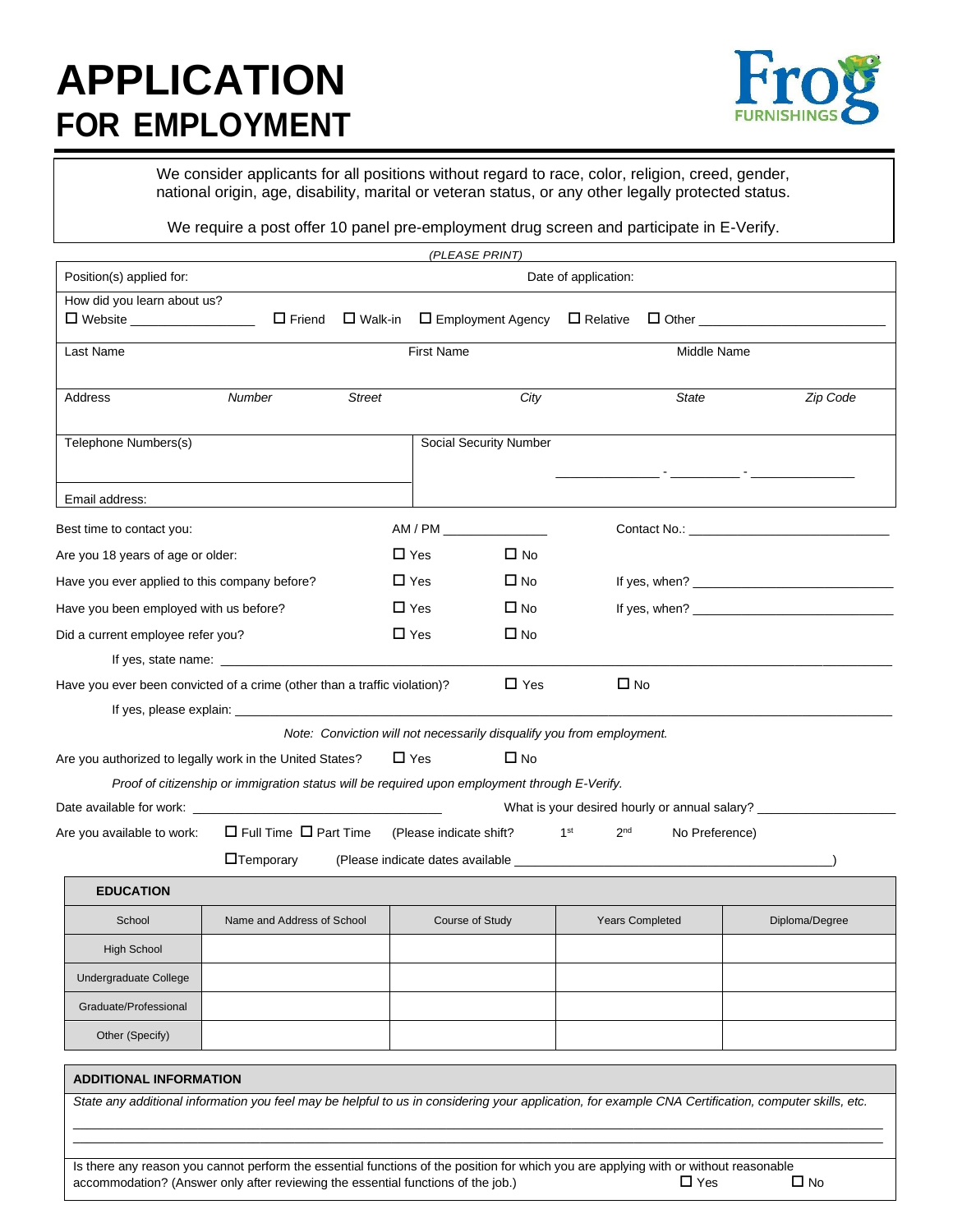# APPLICATION FOR EMPLOYMENT

Frog FURNISHINGS

We consider applicants for all positions without regard to race, color, religion, creed, gender, national origin, age, disability, marital or veteran status, or any other legally protected status.

We require a post offer 10 panel pre-employment drug screen and participate in E-Verify.

*(PLEASE PRINT)*

Position(s) applied for: Date of application:

How did you learn about us?
☐ Website ________________ ☐ Friend ☐ Walk-in ☐ Employment Agency ☐ Relative ☐ Other ____________________

| Last Name | First Name | Middle Name |
|---|---|---|
| | | |

| Address | *Number* | *Street* | *City* | *State* | *Zip Code* |
|---|---|---|---|---|---|
| | | | | | |

Telephone Numbers(s)

Social Security Number ____________ - ________ - ____________

Email address:

Best time to contact you: AM / PM ____________ Contact No.: ________________________

Are you 18 years of age or older: ☐ Yes ☐ No

Have you ever applied to this company before? ☐ Yes ☐ No If yes, when? ________________________

Have you been employed with us before? ☐ Yes ☐ No If yes, when? ________________________

Did a current employee refer you? ☐ Yes ☐ No

If yes, state name: ____________________________________________

Have you ever been convicted of a crime (other than a traffic violation)? ☐ Yes ☐ No

If yes, please explain: ____________________________________________

*Note: Conviction will not necessarily disqualify you from employment.*

Are you authorized to legally work in the United States? ☐ Yes ☐ No

*Proof of citizenship or immigration status will be required upon employment through E-Verify.*

Date available for work: ________________________ What is your desired hourly or annual salary? ________________

Are you available to work: ☐ Full Time ☐ Part Time (Please indicate shift? 1st 2nd No Preference)

☐Temporary (Please indicate dates available ____________________________________)

| EDUCATION | | | | |
|---|---|---|---|---|
| School | Name and Address of School | Course of Study | Years Completed | Diploma/Degree |
| High School | | | | |
| Undergraduate College | | | | |
| Graduate/Professional | | | | |
| Other (Specify) | | | | |

**ADDITIONAL INFORMATION**

*State any additional information you feel may be helpful to us in considering your application, for example CNA Certification, computer skills, etc.*

____________________________________________________________________________

____________________________________________________________________________

Is there any reason you cannot perform the essential functions of the position for which you are applying with or without reasonable accommodation? (Answer only after reviewing the essential functions of the job.) ☐ Yes ☐ No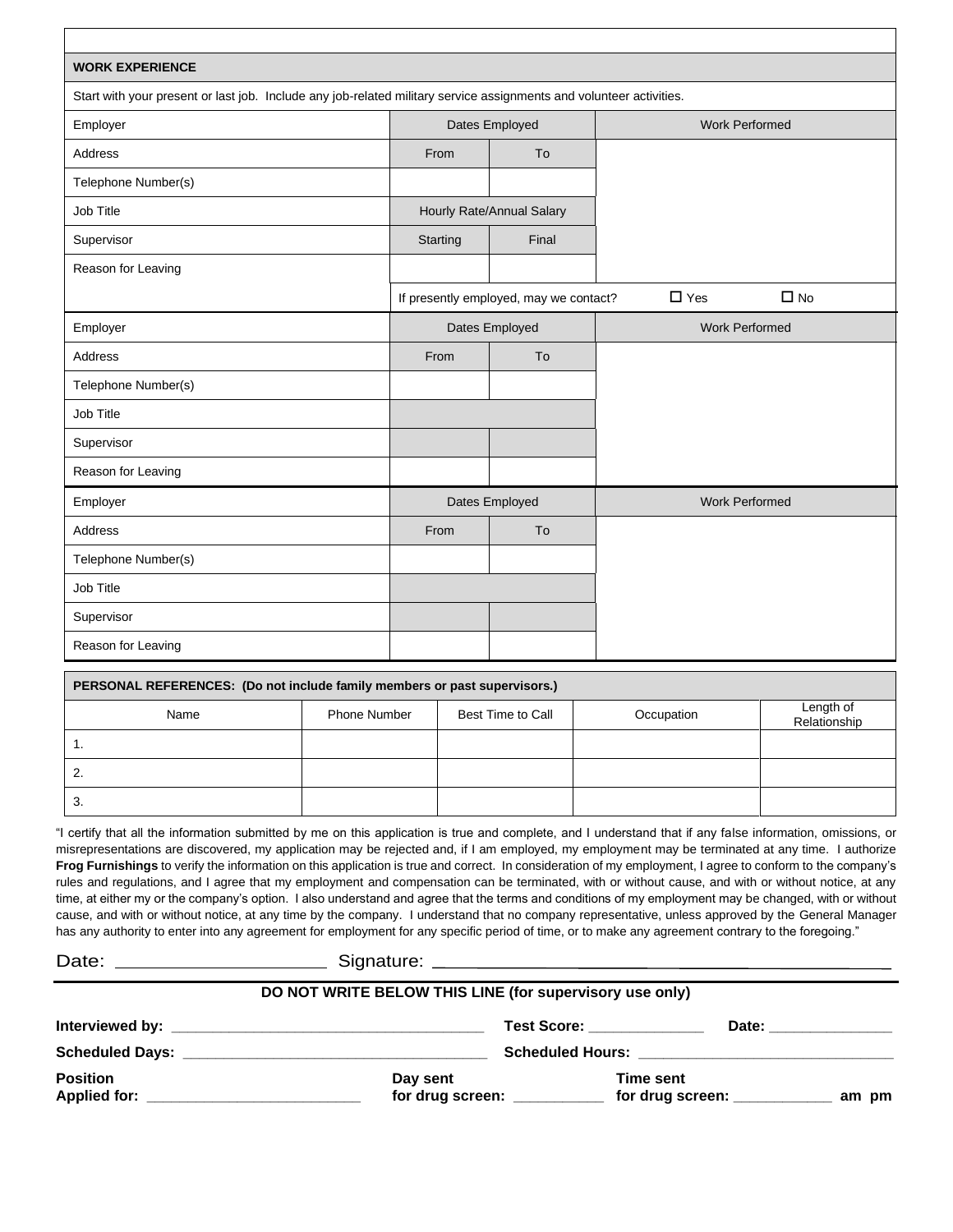## WORK EXPERIENCE

Start with your present or last job. Include any job-related military service assignments and volunteer activities.

| | | | |
|---|---|---|---|
| Employer | Dates Employed | | Work Performed |
| Address | From | To | |
| Telephone Number(s) | | | |
| Job Title | Hourly Rate/Annual Salary | | |
| Supervisor | Starting | Final | |
| Reason for Leaving | | | |
| | If presently employed, may we contact? | ☐ Yes | ☐ No |

| | | | |
|---|---|---|---|
| Employer | Dates Employed | | Work Performed |
| Address | From | To | |
| Telephone Number(s) | | | |
| Job Title | | | |
| Supervisor | | | |
| Reason for Leaving | | | |

| | | | |
|---|---|---|---|
| Employer | Dates Employed | | Work Performed |
| Address | From | To | |
| Telephone Number(s) | | | |
| Job Title | | | |
| Supervisor | | | |
| Reason for Leaving | | | |

**PERSONAL REFERENCES: (Do not include family members or past supervisors.)**

| Name | Phone Number | Best Time to Call | Occupation | Length of Relationship |
|---|---|---|---|---|
| 1. | | | | |
| 2. | | | | |
| 3. | | | | |

"I certify that all the information submitted by me on this application is true and complete, and I understand that if any false information, omissions, or misrepresentations are discovered, my application may be rejected and, if I am employed, my employment may be terminated at any time. I authorize **Frog Furnishings** to verify the information on this application is true and correct. In consideration of my employment, I agree to conform to the company's rules and regulations, and I agree that my employment and compensation can be terminated, with or without cause, and with or without notice, at any time, at either my or the company's option. I also understand and agree that the terms and conditions of my employment may be changed, with or without cause, and with or without notice, at any time by the company. I understand that no company representative, unless approved by the General Manager has any authority to enter into any agreement for employment for any specific period of time, or to make any agreement contrary to the foregoing."

Date: ____________________ Signature: ________________________________________

**DO NOT WRITE BELOW THIS LINE (for supervisory use only)**

**Interviewed by:** ____________________________________ **Test Score:** _____________ **Date:** ______________

**Scheduled Days:** ___________________________________ **Scheduled Hours:** _____________________________

**Position Applied for:** _________________________ **Day sent for drug screen:** ___________ **Time sent for drug screen:** ____________ **am pm**